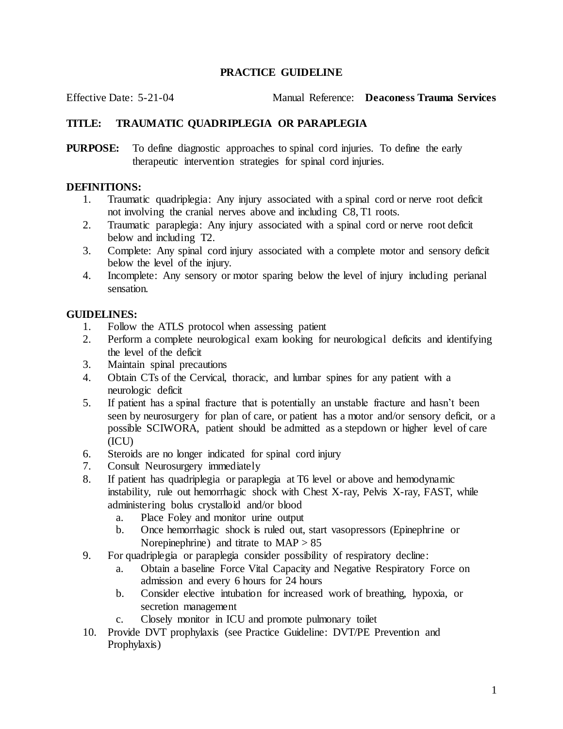# PRACTICE GUIDELINE

Effective Date: 5-21-04 Manual Reference: **Deaconess Trauma Services**

**TITLE: TRAUMATIC QUADRIPLEGIA OR PARAPLEGIA**

**PURPOSE:** To define diagnostic approaches to spinal cord injuries. To define the early therapeutic intervention strategies for spinal cord injuries.

**DEFINITIONS:**

1. Traumatic quadriplegia: Any injury associated with a spinal cord or nerve root deficit not involving the cranial nerves above and including C8, T1 roots.
2. Traumatic paraplegia: Any injury associated with a spinal cord or nerve root deficit below and including T2.
3. Complete: Any spinal cord injury associated with a complete motor and sensory deficit below the level of the injury.
4. Incomplete: Any sensory or motor sparing below the level of injury including perianal sensation.

**GUIDELINES:**

1. Follow the ATLS protocol when assessing patient
2. Perform a complete neurological exam looking for neurological deficits and identifying the level of the deficit
3. Maintain spinal precautions
4. Obtain CTs of the Cervical, thoracic, and lumbar spines for any patient with a neurologic deficit
5. If patient has a spinal fracture that is potentially an unstable fracture and hasn't been seen by neurosurgery for plan of care, or patient has a motor and/or sensory deficit, or a possible SCIWORA, patient should be admitted as a stepdown or higher level of care (ICU)
6. Steroids are no longer indicated for spinal cord injury
7. Consult Neurosurgery immediately
8. If patient has quadriplegia or paraplegia at T6 level or above and hemodynamic instability, rule out hemorrhagic shock with Chest X-ray, Pelvis X-ray, FAST, while administering bolus crystalloid and/or blood
   a. Place Foley and monitor urine output
   b. Once hemorrhagic shock is ruled out, start vasopressors (Epinephrine or Norepinephrine) and titrate to MAP > 85
9. For quadriplegia or paraplegia consider possibility of respiratory decline:
   a. Obtain a baseline Force Vital Capacity and Negative Respiratory Force on admission and every 6 hours for 24 hours
   b. Consider elective intubation for increased work of breathing, hypoxia, or secretion management
   c. Closely monitor in ICU and promote pulmonary toilet
10. Provide DVT prophylaxis (see Practice Guideline: DVT/PE Prevention and Prophylaxis)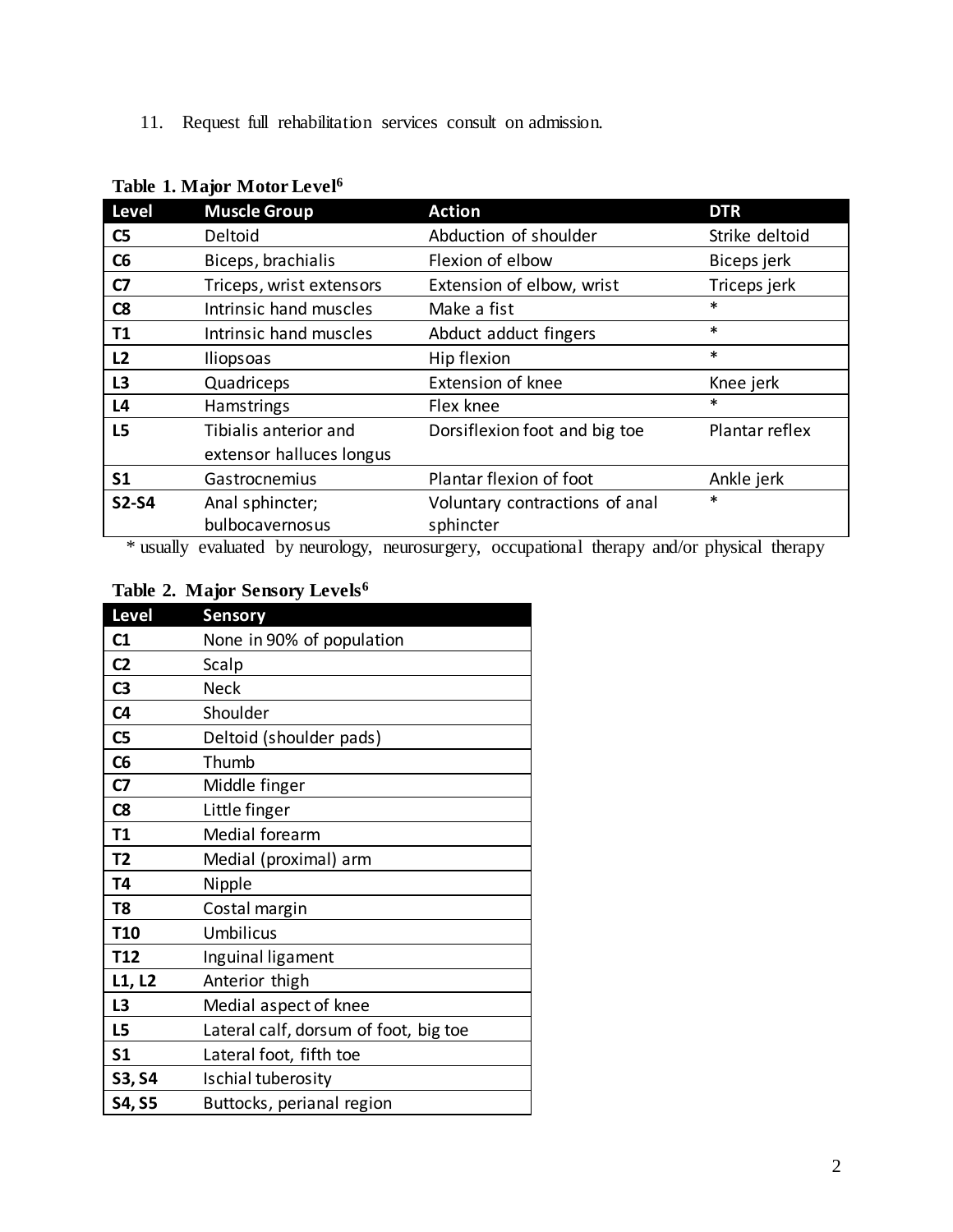11. Request full rehabilitation services consult on admission.

**Table 1. Major Motor Level[6]**

| Level | Muscle Group | Action | DTR |
|---|---|---|---|
| **C5** | Deltoid | Abduction of shoulder | Strike deltoid |
| **C6** | Biceps, brachialis | Flexion of elbow | Biceps jerk |
| **C7** | Triceps, wrist extensors | Extension of elbow, wrist | Triceps jerk |
| **C8** | Intrinsic hand muscles | Make a fist | * |
| **T1** | Intrinsic hand muscles | Abduct adduct fingers | * |
| **L2** | Iliopsoas | Hip flexion | * |
| **L3** | Quadriceps | Extension of knee | Knee jerk |
| **L4** | Hamstrings | Flex knee | * |
| **L5** | Tibialis anterior and extensor halluces longus | Dorsiflexion foot and big toe | Plantar reflex |
| **S1** | Gastrocnemius | Plantar flexion of foot | Ankle jerk |
| **S2-S4** | Anal sphincter; bulbocavernosus | Voluntary contractions of anal sphincter | * |

* usually evaluated by neurology, neurosurgery, occupational therapy and/or physical therapy

**Table 2. Major Sensory Levels[6]**

| Level | Sensory |
|---|---|
| **C1** | None in 90% of population |
| **C2** | Scalp |
| **C3** | Neck |
| **C4** | Shoulder |
| **C5** | Deltoid (shoulder pads) |
| **C6** | Thumb |
| **C7** | Middle finger |
| **C8** | Little finger |
| **T1** | Medial forearm |
| **T2** | Medial (proximal) arm |
| **T4** | Nipple |
| **T8** | Costal margin |
| **T10** | Umbilicus |
| **T12** | Inguinal ligament |
| **L1, L2** | Anterior thigh |
| **L3** | Medial aspect of knee |
| **L5** | Lateral calf, dorsum of foot, big toe |
| **S1** | Lateral foot, fifth toe |
| **S3, S4** | Ischial tuberosity |
| **S4, S5** | Buttocks, perianal region |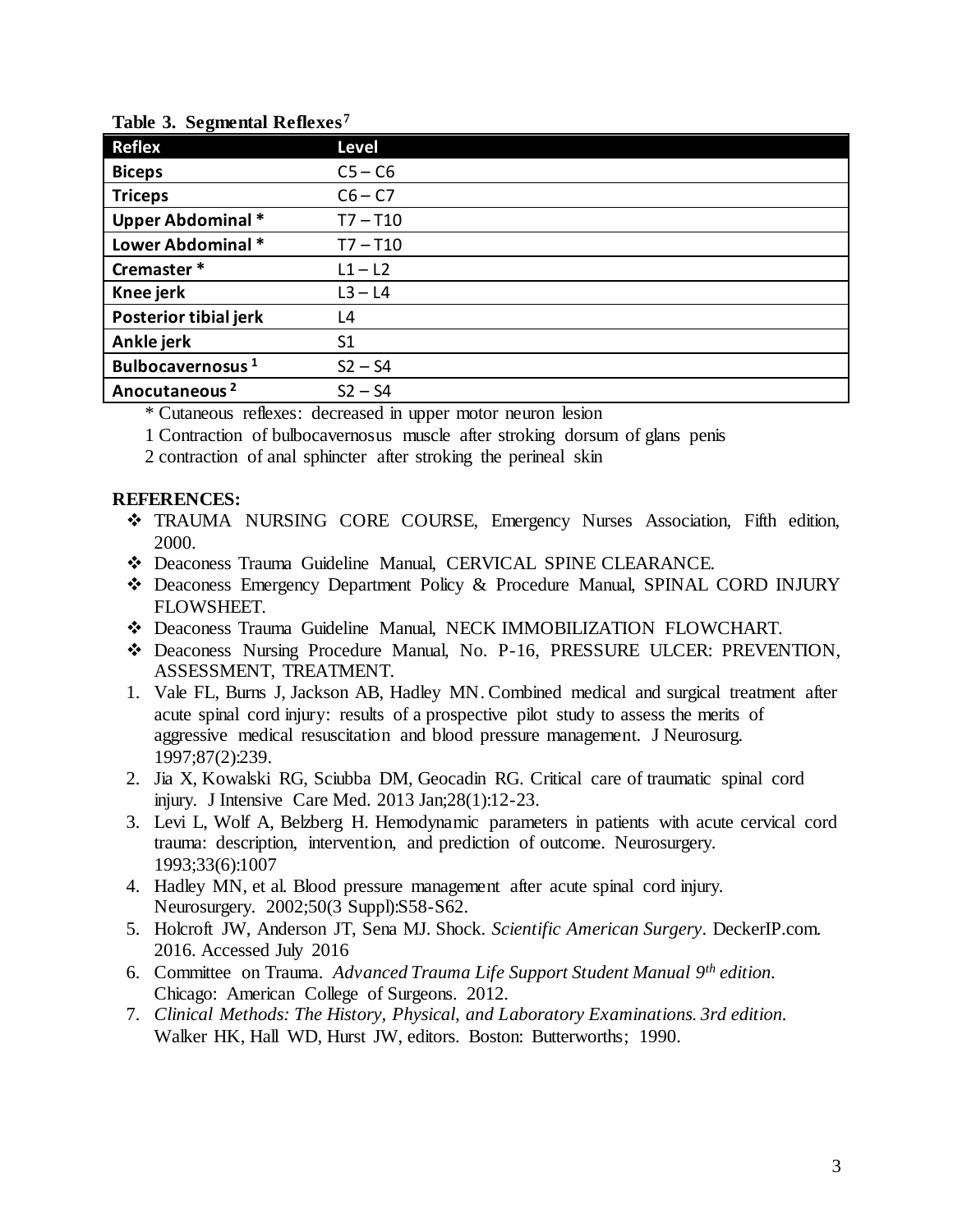**Table 3. Segmental Reflexes[7]**

| Reflex | Level |
|---|---|
| **Biceps** | C5 – C6 |
| **Triceps** | C6 – C7 |
| **Upper Abdominal *** | T7 – T10 |
| **Lower Abdominal *** | T7 – T10 |
| **Cremaster *** | L1 – L2 |
| **Knee jerk** | L3 – L4 |
| **Posterior tibial jerk** | L4 |
| **Ankle jerk** | S1 |
| **Bulbocavernosus [1]** | S2 – S4 |
| **Anocutaneous [2]** | S2 – S4 |

* Cutaneous reflexes: decreased in upper motor neuron lesion

1 Contraction of bulbocavernosus muscle after stroking dorsum of glans penis

2 contraction of anal sphincter after stroking the perineal skin

**REFERENCES:**

- TRAUMA NURSING CORE COURSE, Emergency Nurses Association, Fifth edition, 2000.
- Deaconess Trauma Guideline Manual, CERVICAL SPINE CLEARANCE.
- Deaconess Emergency Department Policy & Procedure Manual, SPINAL CORD INJURY FLOWSHEET.
- Deaconess Trauma Guideline Manual, NECK IMMOBILIZATION FLOWCHART.
- Deaconess Nursing Procedure Manual, No. P-16, PRESSURE ULCER: PREVENTION, ASSESSMENT, TREATMENT.

1. Vale FL, Burns J, Jackson AB, Hadley MN. Combined medical and surgical treatment after acute spinal cord injury: results of a prospective pilot study to assess the merits of aggressive medical resuscitation and blood pressure management. J Neurosurg. 1997;87(2):239.
2. Jia X, Kowalski RG, Sciubba DM, Geocadin RG. Critical care of traumatic spinal cord injury. J Intensive Care Med. 2013 Jan;28(1):12-23.
3. Levi L, Wolf A, Belzberg H. Hemodynamic parameters in patients with acute cervical cord trauma: description, intervention, and prediction of outcome. Neurosurgery. 1993;33(6):1007
4. Hadley MN, et al. Blood pressure management after acute spinal cord injury. Neurosurgery. 2002;50(3 Suppl):S58-S62.
5. Holcroft JW, Anderson JT, Sena MJ. Shock. *Scientific American Surgery*. DeckerIP.com. 2016. Accessed July 2016
6. Committee on Trauma. *Advanced Trauma Life Support Student Manual 9th edition.* Chicago: American College of Surgeons. 2012.
7. *Clinical Methods: The History, Physical, and Laboratory Examinations. 3rd edition.* Walker HK, Hall WD, Hurst JW, editors. Boston: Butterworths; 1990.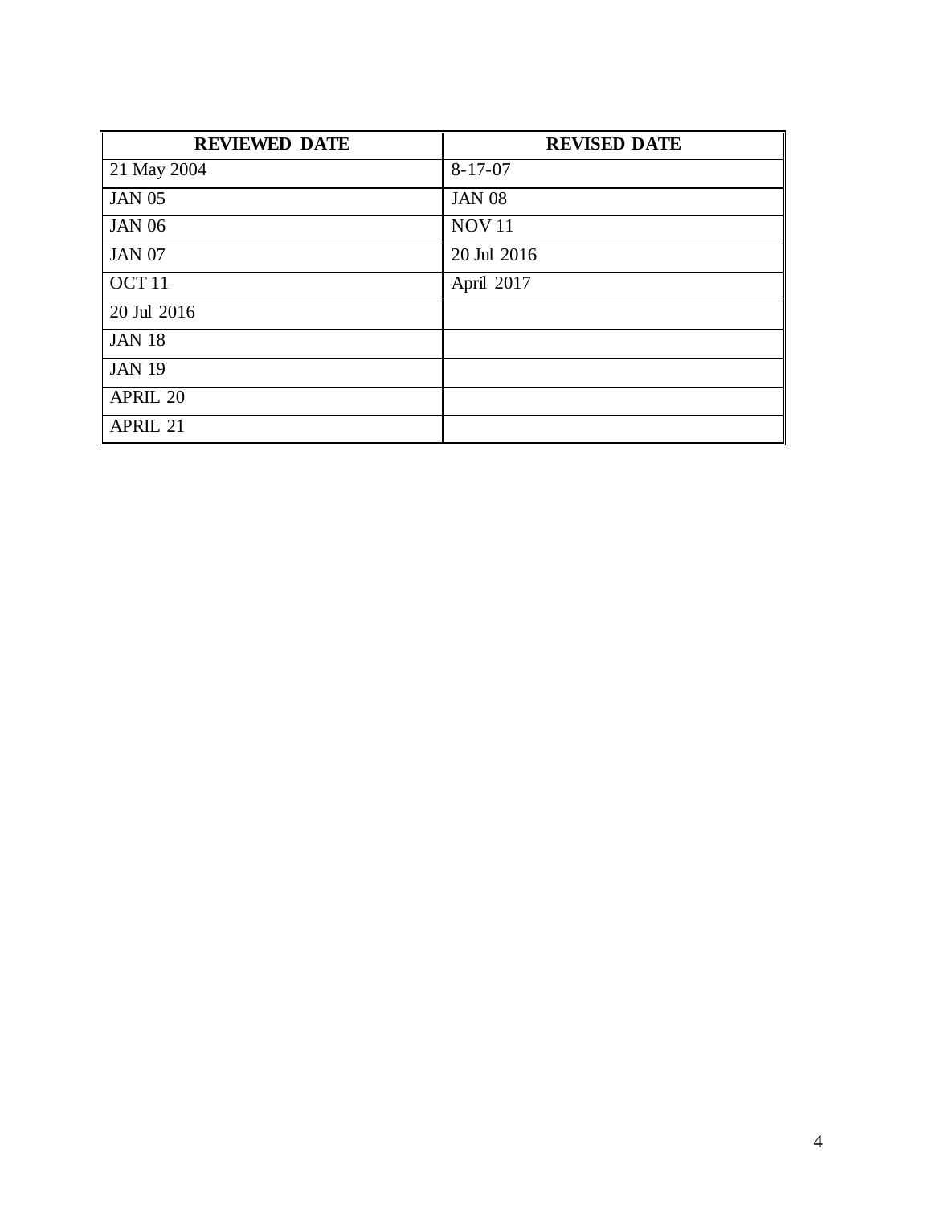| REVIEWED DATE | REVISED DATE |
|---|---|
| 21 May 2004 | 8-17-07 |
| JAN 05 | JAN 08 |
| JAN 06 | NOV 11 |
| JAN 07 | 20 Jul 2016 |
| OCT 11 | April 2017 |
| 20 Jul 2016 | |
| JAN 18 | |
| JAN 19 | |
| APRIL 20 | |
| APRIL 21 | |